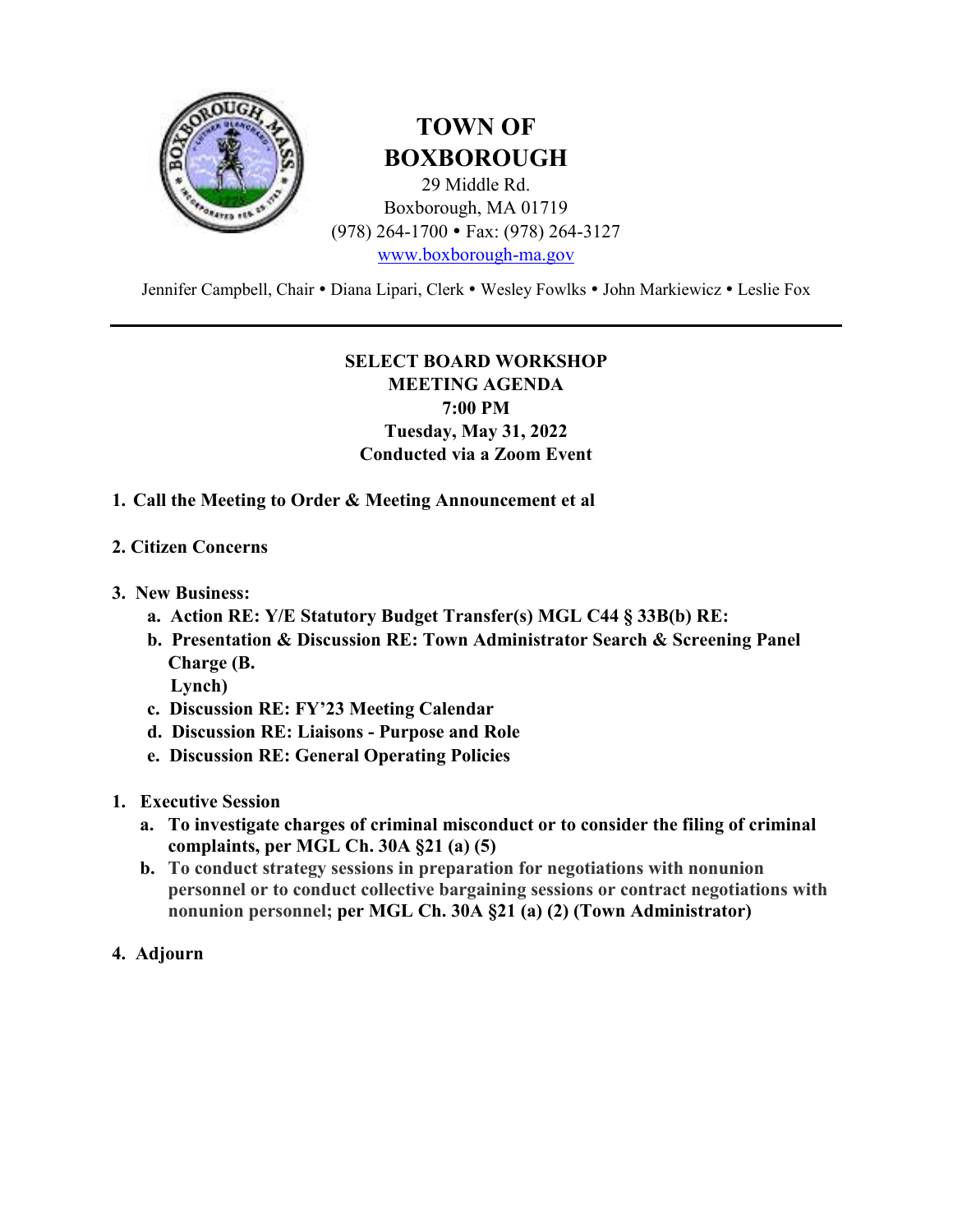# TOWN OF BOXBOROUGH

29 Middle Rd.
Boxborough, MA 01719
(978) 264-1700 • Fax: (978) 264-3127
www.boxborough-ma.gov

Jennifer Campbell, Chair • Diana Lipari, Clerk • Wesley Fowlks • John Markiewicz • Leslie Fox

---

**SELECT BOARD WORKSHOP**
**MEETING AGENDA**
**7:00 PM**
**Tuesday, May 31, 2022**
**Conducted via a Zoom Event**

1. **Call the Meeting to Order & Meeting Announcement et al**

2. **Citizen Concerns**

3. **New Business:**
   a. **Action RE: Y/E Statutory Budget Transfer(s) MGL C44 § 33B(b) RE:**
   b. **Presentation & Discussion RE: Town Administrator Search & Screening Panel Charge (B. Lynch)**
   c. **Discussion RE: FY'23 Meeting Calendar**
   d. **Discussion RE: Liaisons - Purpose and Role**
   e. **Discussion RE: General Operating Policies**

1. **Executive Session**
   a. **To investigate charges of criminal misconduct or to consider the filing of criminal complaints, per MGL Ch. 30A §21 (a) (5)**
   b. **To conduct strategy sessions in preparation for negotiations with nonunion personnel or to conduct collective bargaining sessions or contract negotiations with nonunion personnel; per MGL Ch. 30A §21 (a) (2) (Town Administrator)**

4. **Adjourn**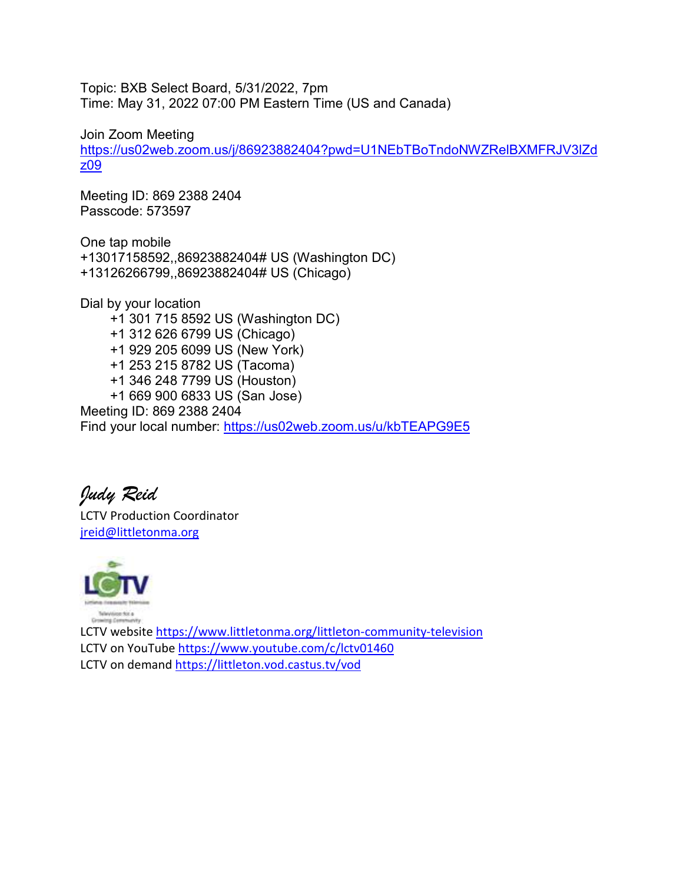Topic: BXB Select Board, 5/31/2022, 7pm
Time: May 31, 2022 07:00 PM Eastern Time (US and Canada)

Join Zoom Meeting
https://us02web.zoom.us/j/86923882404?pwd=U1NEbTBoTndoNWZRelBXMFRJV3lZdz09

Meeting ID: 869 2388 2404
Passcode: 573597

One tap mobile
+13017158592,,86923882404# US (Washington DC)
+13126266799,,86923882404# US (Chicago)

Dial by your location
- +1 301 715 8592 US (Washington DC)
- +1 312 626 6799 US (Chicago)
- +1 929 205 6099 US (New York)
- +1 253 215 8782 US (Tacoma)
- +1 346 248 7799 US (Houston)
- +1 669 900 6833 US (San Jose)

Meeting ID: 869 2388 2404
Find your local number: https://us02web.zoom.us/u/kbTEAPG9E5

*Judy Reid*
LCTV Production Coordinator
jreid@littletonma.org

LCTV website https://www.littletonma.org/littleton-community-television
LCTV on YouTube https://www.youtube.com/c/lctv01460
LCTV on demand https://littleton.vod.castus.tv/vod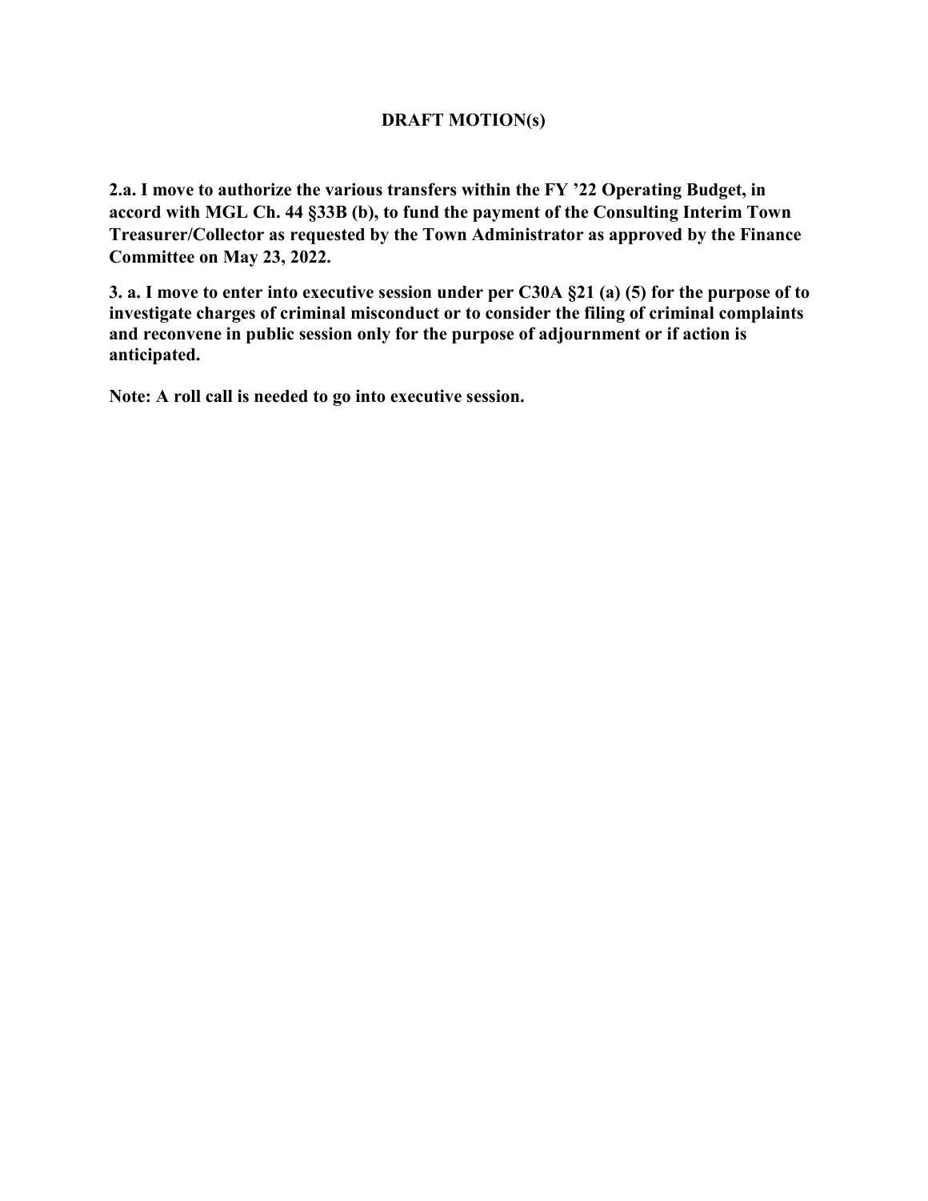## DRAFT MOTION(s)

**2.a. I move to authorize the various transfers within the FY '22 Operating Budget, in accord with MGL Ch. 44 §33B (b), to fund the payment of the Consulting Interim Town Treasurer/Collector as requested by the Town Administrator as approved by the Finance Committee on May 23, 2022.**

**3. a. I move to enter into executive session under per C30A §21 (a) (5) for the purpose of to investigate charges of criminal misconduct or to consider the filing of criminal complaints and reconvene in public session only for the purpose of adjournment or if action is anticipated.**

**Note: A roll call is needed to go into executive session.**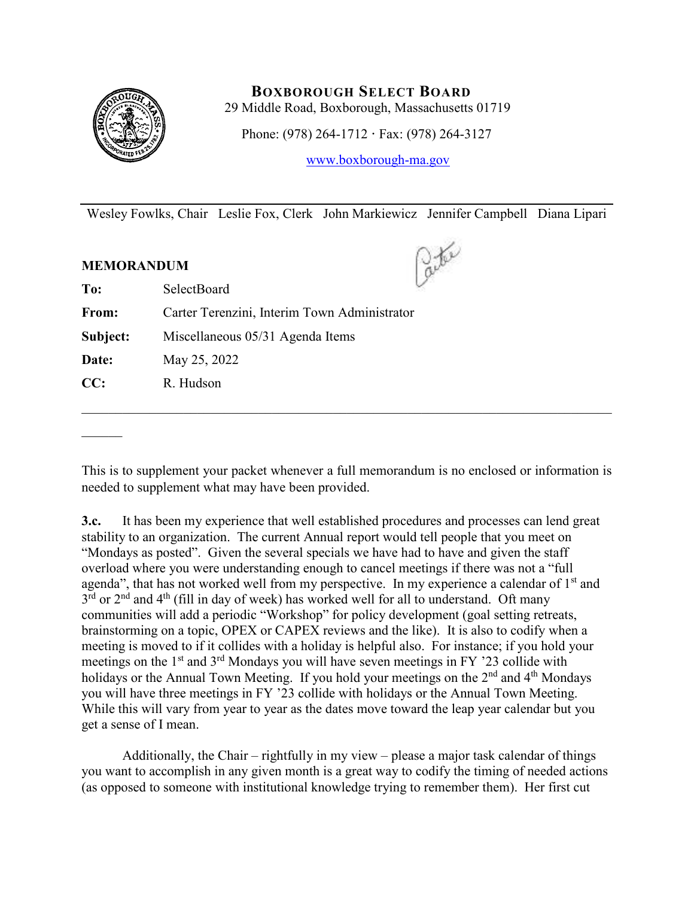# BOXBOROUGH SELECT BOARD

29 Middle Road, Boxborough, Massachusetts 01719

Phone: (978) 264-1712 · Fax: (978) 264-3127

www.boxborough-ma.gov

Wesley Fowlks, Chair   Leslie Fox, Clerk   John Markiewicz   Jennifer Campbell   Diana Lipari

**MEMORANDUM**

| | |
|---|---|
| **To:** | SelectBoard |
| **From:** | Carter Terenzini, Interim Town Administrator |
| **Subject:** | Miscellaneous 05/31 Agenda Items |
| **Date:** | May 25, 2022 |
| **CC:** | R. Hudson |

---

This is to supplement your packet whenever a full memorandum is no enclosed or information is needed to supplement what may have been provided.

**3.c.** It has been my experience that well established procedures and processes can lend great stability to an organization. The current Annual report would tell people that you meet on "Mondays as posted". Given the several specials we have had to have and given the staff overload where you were understanding enough to cancel meetings if there was not a "full agenda", that has not worked well from my perspective. In my experience a calendar of 1st and 3rd or 2nd and 4th (fill in day of week) has worked well for all to understand. Oft many communities will add a periodic "Workshop" for policy development (goal setting retreats, brainstorming on a topic, OPEX or CAPEX reviews and the like). It is also to codify when a meeting is moved to if it collides with a holiday is helpful also. For instance; if you hold your meetings on the 1st and 3rd Mondays you will have seven meetings in FY '23 collide with holidays or the Annual Town Meeting. If you hold your meetings on the 2nd and 4th Mondays you will have three meetings in FY '23 collide with holidays or the Annual Town Meeting. While this will vary from year to year as the dates move toward the leap year calendar but you get a sense of I mean.

Additionally, the Chair – rightfully in my view – please a major task calendar of things you want to accomplish in any given month is a great way to codify the timing of needed actions (as opposed to someone with institutional knowledge trying to remember them). Her first cut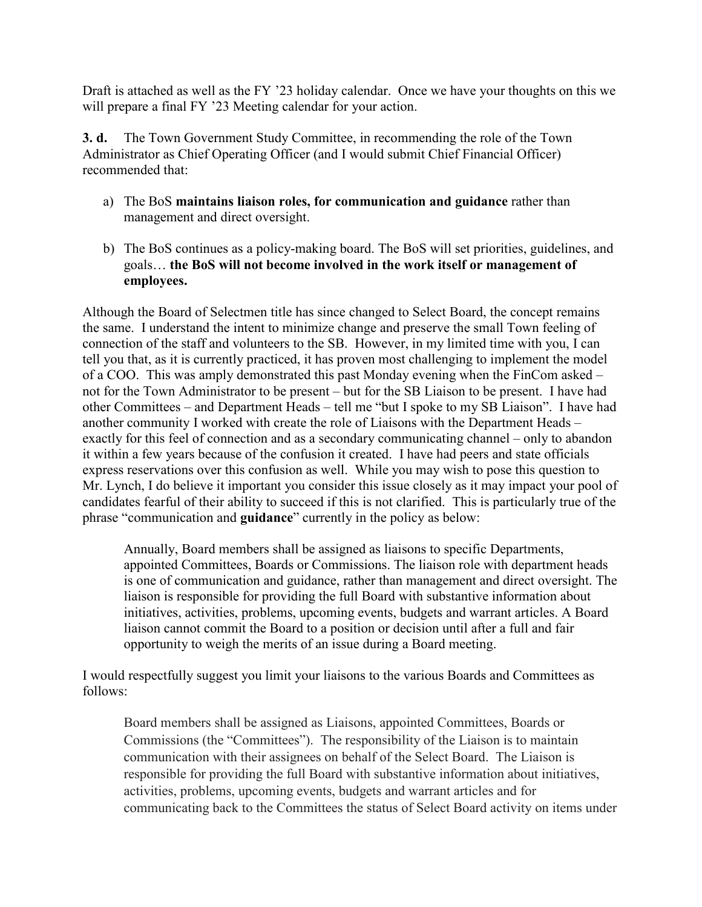Draft is attached as well as the FY '23 holiday calendar. Once we have your thoughts on this we will prepare a final FY '23 Meeting calendar for your action.

**3. d.** The Town Government Study Committee, in recommending the role of the Town Administrator as Chief Operating Officer (and I would submit Chief Financial Officer) recommended that:

a) The BoS **maintains liaison roles, for communication and guidance** rather than management and direct oversight.

b) The BoS continues as a policy-making board. The BoS will set priorities, guidelines, and goals… **the BoS will not become involved in the work itself or management of employees.**

Although the Board of Selectmen title has since changed to Select Board, the concept remains the same. I understand the intent to minimize change and preserve the small Town feeling of connection of the staff and volunteers to the SB. However, in my limited time with you, I can tell you that, as it is currently practiced, it has proven most challenging to implement the model of a COO. This was amply demonstrated this past Monday evening when the FinCom asked – not for the Town Administrator to be present – but for the SB Liaison to be present. I have had other Committees – and Department Heads – tell me "but I spoke to my SB Liaison". I have had another community I worked with create the role of Liaisons with the Department Heads – exactly for this feel of connection and as a secondary communicating channel – only to abandon it within a few years because of the confusion it created. I have had peers and state officials express reservations over this confusion as well. While you may wish to pose this question to Mr. Lynch, I do believe it important you consider this issue closely as it may impact your pool of candidates fearful of their ability to succeed if this is not clarified. This is particularly true of the phrase "communication and **guidance**" currently in the policy as below:

> Annually, Board members shall be assigned as liaisons to specific Departments, appointed Committees, Boards or Commissions. The liaison role with department heads is one of communication and guidance, rather than management and direct oversight. The liaison is responsible for providing the full Board with substantive information about initiatives, activities, problems, upcoming events, budgets and warrant articles. A Board liaison cannot commit the Board to a position or decision until after a full and fair opportunity to weigh the merits of an issue during a Board meeting.

I would respectfully suggest you limit your liaisons to the various Boards and Committees as follows:

> Board members shall be assigned as Liaisons, appointed Committees, Boards or Commissions (the "Committees"). The responsibility of the Liaison is to maintain communication with their assignees on behalf of the Select Board. The Liaison is responsible for providing the full Board with substantive information about initiatives, activities, problems, upcoming events, budgets and warrant articles and for communicating back to the Committees the status of Select Board activity on items under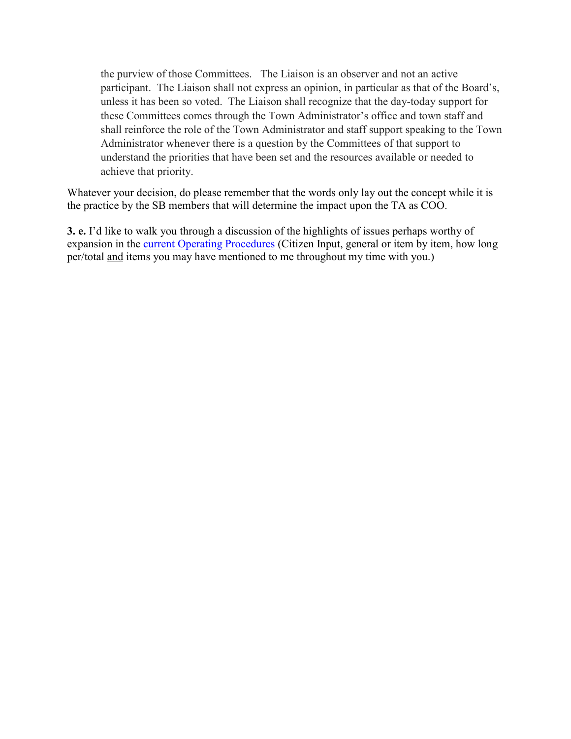> the purview of those Committees. The Liaison is an observer and not an active participant. The Liaison shall not express an opinion, in particular as that of the Board's, unless it has been so voted. The Liaison shall recognize that the day-today support for these Committees comes through the Town Administrator's office and town staff and shall reinforce the role of the Town Administrator and staff support speaking to the Town Administrator whenever there is a question by the Committees of that support to understand the priorities that have been set and the resources available or needed to achieve that priority.

Whatever your decision, do please remember that the words only lay out the concept while it is the practice by the SB members that will determine the impact upon the TA as COO.

**3. e.** I'd like to walk you through a discussion of the highlights of issues perhaps worthy of expansion in the current Operating Procedures (Citizen Input, general or item by item, how long per/total <u>and</u> items you may have mentioned to me throughout my time with you.)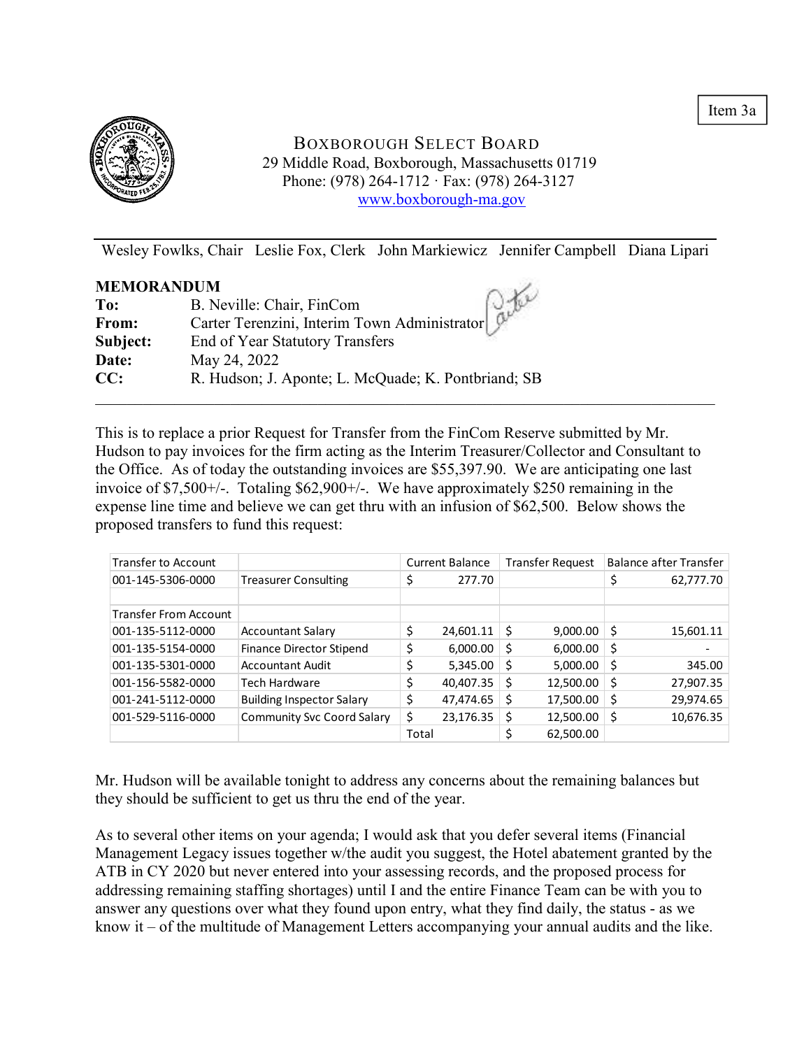Item 3a

# BOXBOROUGH SELECT BOARD

29 Middle Road, Boxborough, Massachusetts 01719
Phone: (978) 264-1712 · Fax: (978) 264-3127
www.boxborough-ma.gov

Wesley Fowlks, Chair   Leslie Fox, Clerk   John Markiewicz   Jennifer Campbell   Diana Lipari

**MEMORANDUM**

**To:** B. Neville: Chair, FinCom
**From:** Carter Terenzini, Interim Town Administrator
**Subject:** End of Year Statutory Transfers
**Date:** May 24, 2022
**CC:** R. Hudson; J. Aponte; L. McQuade; K. Pontbriand; SB

---

This is to replace a prior Request for Transfer from the FinCom Reserve submitted by Mr. Hudson to pay invoices for the firm acting as the Interim Treasurer/Collector and Consultant to the Office. As of today the outstanding invoices are $55,397.90. We are anticipating one last invoice of $7,500+/-. Totaling $62,900+/-. We have approximately $250 remaining in the expense line time and believe we can get thru with an infusion of $62,500. Below shows the proposed transfers to fund this request:

| Transfer to Account | | Current Balance | Transfer Request | Balance after Transfer |
|---|---|---|---|---|
| 001-145-5306-0000 | Treasurer Consulting | $ 277.70 | | $ 62,777.70 |
| | | | | |
| Transfer From Account | | | | |
| 001-135-5112-0000 | Accountant Salary | $ 24,601.11 | $ 9,000.00 | $ 15,601.11 |
| 001-135-5154-0000 | Finance Director Stipend | $ 6,000.00 | $ 6,000.00 | $ - |
| 001-135-5301-0000 | Accountant Audit | $ 5,345.00 | $ 5,000.00 | $ 345.00 |
| 001-156-5582-0000 | Tech Hardware | $ 40,407.35 | $ 12,500.00 | $ 27,907.35 |
| 001-241-5112-0000 | Building Inspector Salary | $ 47,474.65 | $ 17,500.00 | $ 29,974.65 |
| 001-529-5116-0000 | Community Svc Coord Salary | $ 23,176.35 | $ 12,500.00 | $ 10,676.35 |
| | | Total | $ 62,500.00 | |

Mr. Hudson will be available tonight to address any concerns about the remaining balances but they should be sufficient to get us thru the end of the year.

As to several other items on your agenda; I would ask that you defer several items (Financial Management Legacy issues together w/the audit you suggest, the Hotel abatement granted by the ATB in CY 2020 but never entered into your assessing records, and the proposed process for addressing remaining staffing shortages) until I and the entire Finance Team can be with you to answer any questions over what they found upon entry, what they find daily, the status - as we know it – of the multitude of Management Letters accompanying your annual audits and the like.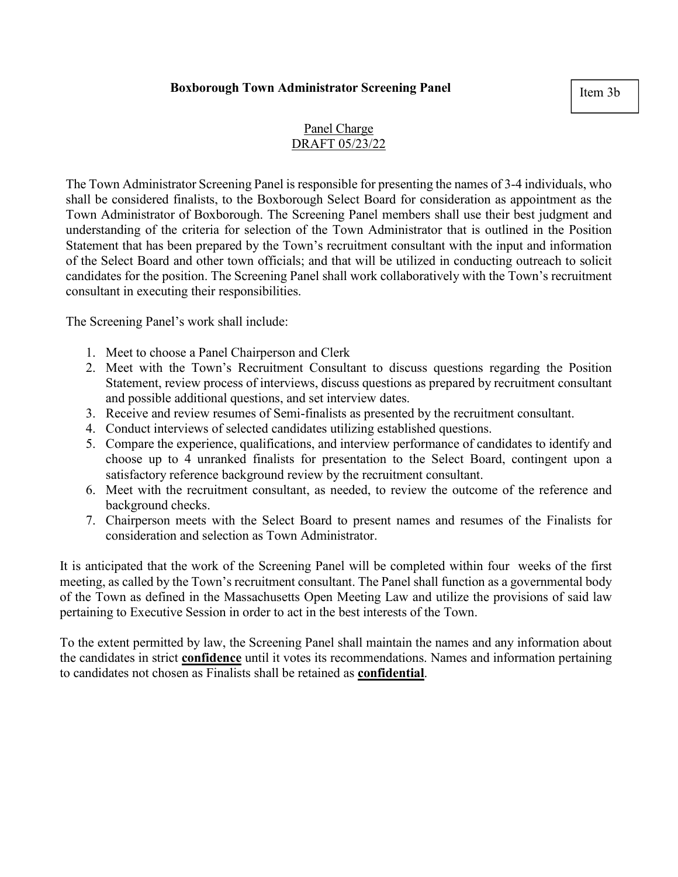**Boxborough Town Administrator Screening Panel**

Item 3b

Panel Charge
DRAFT 05/23/22

The Town Administrator Screening Panel is responsible for presenting the names of 3-4 individuals, who shall be considered finalists, to the Boxborough Select Board for consideration as appointment as the Town Administrator of Boxborough. The Screening Panel members shall use their best judgment and understanding of the criteria for selection of the Town Administrator that is outlined in the Position Statement that has been prepared by the Town's recruitment consultant with the input and information of the Select Board and other town officials; and that will be utilized in conducting outreach to solicit candidates for the position. The Screening Panel shall work collaboratively with the Town's recruitment consultant in executing their responsibilities.

The Screening Panel's work shall include:

1. Meet to choose a Panel Chairperson and Clerk
2. Meet with the Town's Recruitment Consultant to discuss questions regarding the Position Statement, review process of interviews, discuss questions as prepared by recruitment consultant and possible additional questions, and set interview dates.
3. Receive and review resumes of Semi-finalists as presented by the recruitment consultant.
4. Conduct interviews of selected candidates utilizing established questions.
5. Compare the experience, qualifications, and interview performance of candidates to identify and choose up to 4 unranked finalists for presentation to the Select Board, contingent upon a satisfactory reference background review by the recruitment consultant.
6. Meet with the recruitment consultant, as needed, to review the outcome of the reference and background checks.
7. Chairperson meets with the Select Board to present names and resumes of the Finalists for consideration and selection as Town Administrator.

It is anticipated that the work of the Screening Panel will be completed within four weeks of the first meeting, as called by the Town's recruitment consultant. The Panel shall function as a governmental body of the Town as defined in the Massachusetts Open Meeting Law and utilize the provisions of said law pertaining to Executive Session in order to act in the best interests of the Town.

To the extent permitted by law, the Screening Panel shall maintain the names and any information about the candidates in strict **confidence** until it votes its recommendations. Names and information pertaining to candidates not chosen as Finalists shall be retained as **confidential**.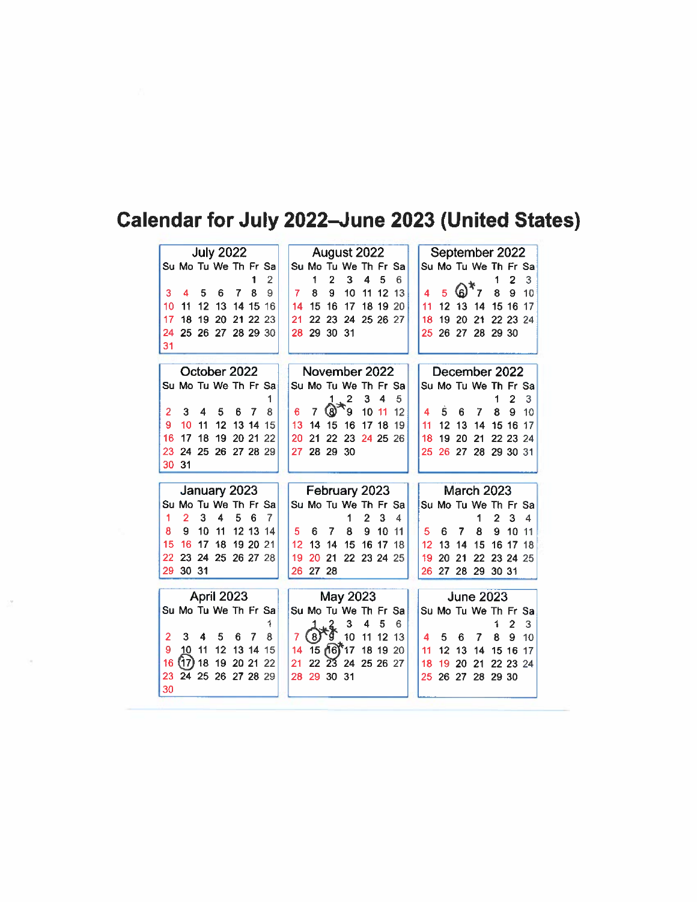# Calendar for July 2022–June 2023 (United States)

### July 2022

| Su | Mo | Tu | We | Th | Fr | Sa |
|---|---|---|---|---|---|---|
| | | | | | 1 | 2 |
| 3 | 4 | 5 | 6 | 7 | 8 | 9 |
| 10 | 11 | 12 | 13 | 14 | 15 | 16 |
| 17 | 18 | 19 | 20 | 21 | 22 | 23 |
| 24 | 25 | 26 | 27 | 28 | 29 | 30 |
| 31 | | | | | | |

### August 2022

| Su | Mo | Tu | We | Th | Fr | Sa |
|---|---|---|---|---|---|---|
| | 1 | 2 | 3 | 4 | 5 | 6 |
| 7 | 8 | 9 | 10 | 11 | 12 | 13 |
| 14 | 15 | 16 | 17 | 18 | 19 | 20 |
| 21 | 22 | 23 | 24 | 25 | 26 | 27 |
| 28 | 29 | 30 | 31 | | | |

### September 2022

| Su | Mo | Tu | We | Th | Fr | Sa |
|---|---|---|---|---|---|---|
| | | | | 1 | 2 | 3 |
| 4 | 5 | (6)* | 7 | 8 | 9 | 10 |
| 11 | 12 | 13 | 14 | 15 | 16 | 17 |
| 18 | 19 | 20 | 21 | 22 | 23 | 24 |
| 25 | 26 | 27 | 28 | 29 | 30 | |

### October 2022

| Su | Mo | Tu | We | Th | Fr | Sa |
|---|---|---|---|---|---|---|
| | | | | | | 1 |
| 2 | 3 | 4 | 5 | 6 | 7 | 8 |
| 9 | 10 | 11 | 12 | 13 | 14 | 15 |
| 16 | 17 | 18 | 19 | 20 | 21 | 22 |
| 23 | 24 | 25 | 26 | 27 | 28 | 29 |
| 30 | 31 | | | | | |

### November 2022

| Su | Mo | Tu | We | Th | Fr | Sa |
|---|---|---|---|---|---|---|
| | | 1 | 2 | 3 | 4 | 5 |
| 6 | 7 | (8)* | 9 | 10 | 11 | 12 |
| 13 | 14 | 15 | 16 | 17 | 18 | 19 |
| 20 | 21 | 22 | 23 | 24 | 25 | 26 |
| 27 | 28 | 29 | 30 | | | |

### December 2022

| Su | Mo | Tu | We | Th | Fr | Sa |
|---|---|---|---|---|---|---|
| | | | | 1 | 2 | 3 |
| 4 | 5 | 6 | 7 | 8 | 9 | 10 |
| 11 | 12 | 13 | 14 | 15 | 16 | 17 |
| 18 | 19 | 20 | 21 | 22 | 23 | 24 |
| 25 | 26 | 27 | 28 | 29 | 30 | 31 |

### January 2023

| Su | Mo | Tu | We | Th | Fr | Sa |
|---|---|---|---|---|---|---|
| 1 | 2 | 3 | 4 | 5 | 6 | 7 |
| 8 | 9 | 10 | 11 | 12 | 13 | 14 |
| 15 | 16 | 17 | 18 | 19 | 20 | 21 |
| 22 | 23 | 24 | 25 | 26 | 27 | 28 |
| 29 | 30 | 31 | | | | |

### February 2023

| Su | Mo | Tu | We | Th | Fr | Sa |
|---|---|---|---|---|---|---|
| | | | 1 | 2 | 3 | 4 |
| 5 | 6 | 7 | 8 | 9 | 10 | 11 |
| 12 | 13 | 14 | 15 | 16 | 17 | 18 |
| 19 | 20 | 21 | 22 | 23 | 24 | 25 |
| 26 | 27 | 28 | | | | |

### March 2023

| Su | Mo | Tu | We | Th | Fr | Sa |
|---|---|---|---|---|---|---|
| | | | 1 | 2 | 3 | 4 |
| 5 | 6 | 7 | 8 | 9 | 10 | 11 |
| 12 | 13 | 14 | 15 | 16 | 17 | 18 |
| 19 | 20 | 21 | 22 | 23 | 24 | 25 |
| 26 | 27 | 28 | 29 | 30 | 31 | |

### April 2023

| Su | Mo | Tu | We | Th | Fr | Sa |
|---|---|---|---|---|---|---|
| | | | | | | 1 |
| 2 | 3 | 4 | 5 | 6 | 7 | 8 |
| 9 | 10 | 11 | 12 | 13 | 14 | 15 |
| 16 | (17) | 18 | 19 | 20 | 21 | 22 |
| 23 | 24 | 25 | 26 | 27 | 28 | 29 |
| 30 | | | | | | |

### May 2023

| Su | Mo | Tu | We | Th | Fr | Sa |
|---|---|---|---|---|---|---|
| | 1 | 2 | 3 | 4 | 5 | 6 |
| 7 | (8)** | 9 | 10 | 11 | 12 | 13 |
| 14 | 15 | (16)* | 17 | 18 | 19 | 20 |
| 21 | 22 | 23 | 24 | 25 | 26 | 27 |
| 28 | 29 | 30 | 31 | | | |

### June 2023

| Su | Mo | Tu | We | Th | Fr | Sa |
|---|---|---|---|---|---|---|
| | | | | 1 | 2 | 3 |
| 4 | 5 | 6 | 7 | 8 | 9 | 10 |
| 11 | 12 | 13 | 14 | 15 | 16 | 17 |
| 18 | 19 | 20 | 21 | 22 | 23 | 24 |
| 25 | 26 | 27 | 28 | 29 | 30 | |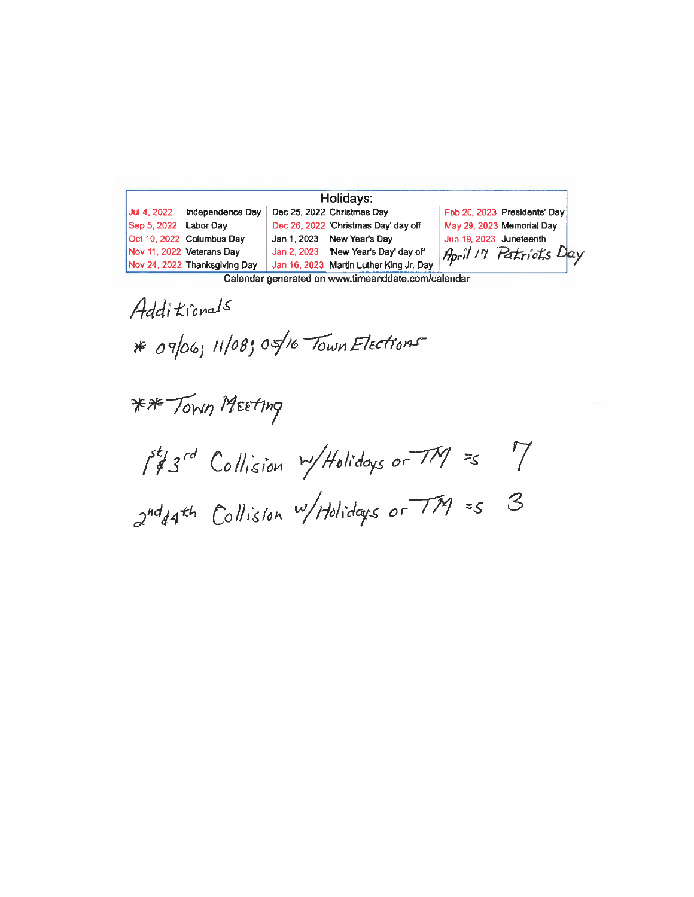| Holidays: | | | | | |
|---|---|---|---|---|---|
| Jul 4, 2022 | Independence Day | Dec 25, 2022 | Christmas Day | Feb 20, 2023 | Presidents' Day |
| Sep 5, 2022 | Labor Day | Dec 26, 2022 | 'Christmas Day' day off | May 29, 2023 | Memorial Day |
| Oct 10, 2022 | Columbus Day | Jan 1, 2023 | New Year's Day | Jun 19, 2023 | Juneteenth |
| Nov 11, 2022 | Veterans Day | Jan 2, 2023 | 'New Year's Day' day off | April 17 | Patriots Day |
| Nov 24, 2022 | Thanksgiving Day | Jan 16, 2023 | Martin Luther King Jr. Day | | |

Calendar generated on www.timeanddate.com/calendar

Additionals

* 09/06; 11/08; 05/16 Town Elections

** Town Meeting

1st & 3rd Collision w/Holidays or TM =s 7

2nd & 4th Collision w/Holidays or TM =s 3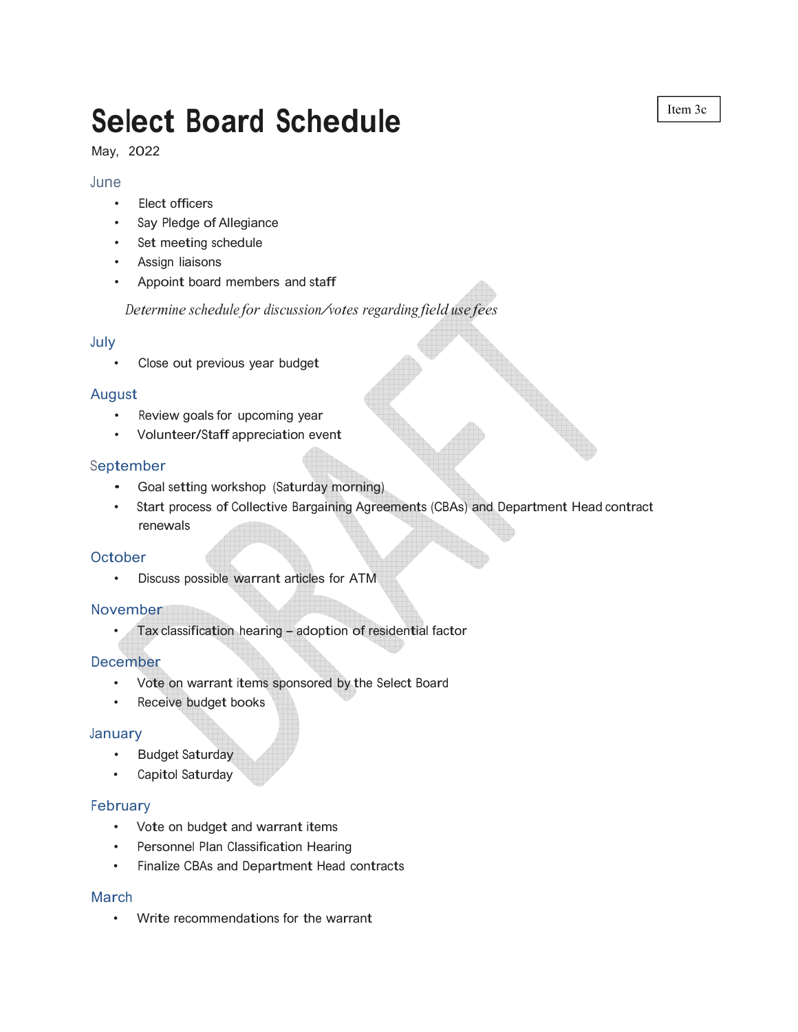Item 3c

# Select Board Schedule

May, 2022

## June

- Elect officers
- Say Pledge of Allegiance
- Set meeting schedule
- Assign liaisons
- Appoint board members and staff

*Determine schedule for discussion/votes regarding field use fees*

## July

- Close out previous year budget

## August

- Review goals for upcoming year
- Volunteer/Staff appreciation event

## September

- Goal setting workshop (Saturday morning)
- Start process of Collective Bargaining Agreements (CBAs) and Department Head contract renewals

## October

- Discuss possible warrant articles for ATM

## November

- Tax classification hearing – adoption of residential factor

## December

- Vote on warrant items sponsored by the Select Board
- Receive budget books

## January

- Budget Saturday
- Capitol Saturday

## February

- Vote on budget and warrant items
- Personnel Plan Classification Hearing
- Finalize CBAs and Department Head contracts

## March

- Write recommendations for the warrant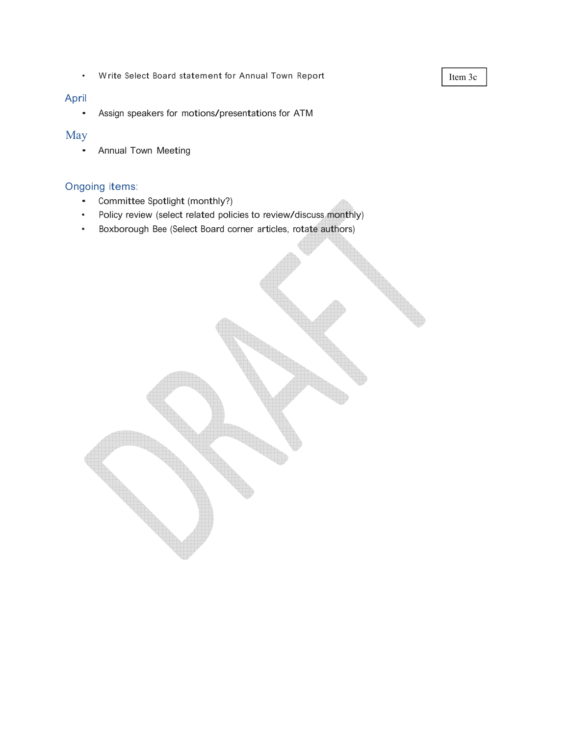Item 3c

- Write Select Board statement for Annual Town Report

## April

- Assign speakers for motions/presentations for ATM

## May

- Annual Town Meeting

## Ongoing items:

- Committee Spotlight (monthly?)
- Policy review (select related policies to review/discuss monthly)
- Boxborough Bee (Select Board corner articles, rotate authors)